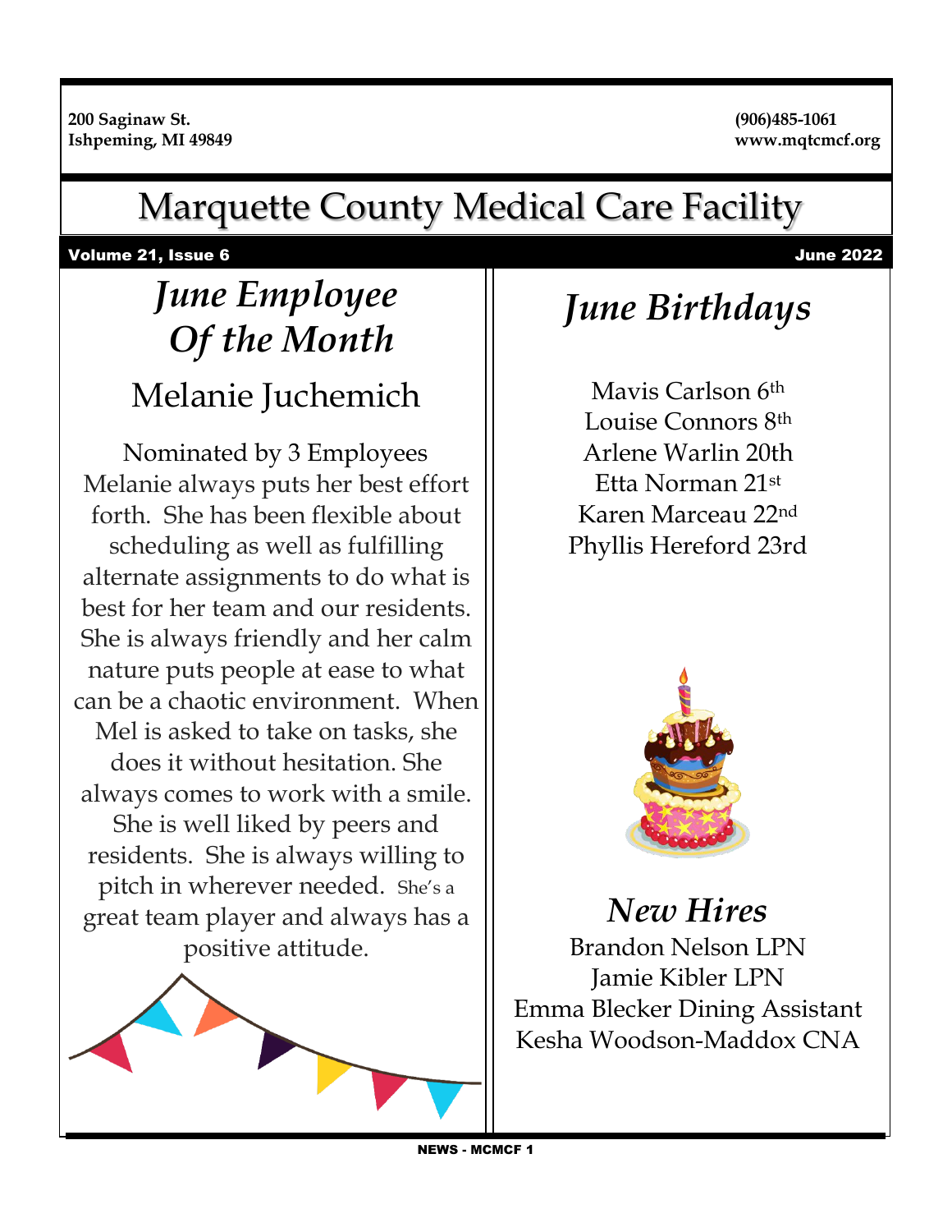200 Saginaw St.
Ishpeming, MI 49849

(906)485-1061
www.mqtcmcf.org

# Marquette County Medical Care Facility

**Volume 21, Issue 6** **June 2022**

## *June Employee Of the Month*

### Melanie Juchemich

Nominated by 3 Employees
Melanie always puts her best effort forth. She has been flexible about scheduling as well as fulfilling alternate assignments to do what is best for her team and our residents. She is always friendly and her calm nature puts people at ease to what can be a chaotic environment. When Mel is asked to take on tasks, she does it without hesitation. She always comes to work with a smile. She is well liked by peers and residents. She is always willing to pitch in wherever needed. She's a great team player and always has a positive attitude.

## *June Birthdays*

Mavis Carlson 6th
Louise Connors 8th
Arlene Warlin 20th
Etta Norman 21st
Karen Marceau 22nd
Phyllis Hereford 23rd

## *New Hires*

Brandon Nelson LPN
Jamie Kibler LPN
Emma Blecker Dining Assistant
Kesha Woodson-Maddox CNA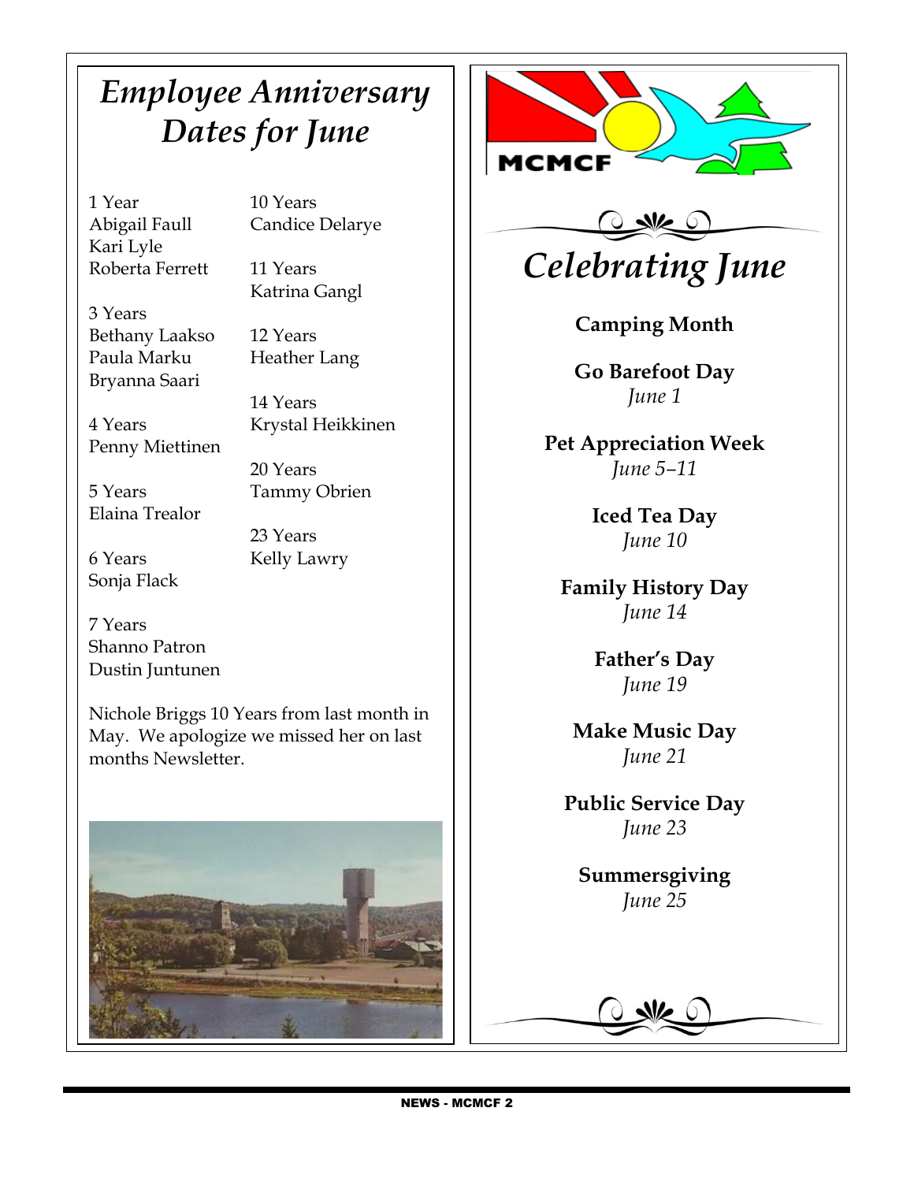# *Employee Anniversary Dates for June*

1 Year
Abigail Faull
Kari Lyle
Roberta Ferrett

3 Years
Bethany Laakso
Paula Marku
Bryanna Saari

4 Years
Penny Miettinen

5 Years
Elaina Trealor

6 Years
Sonja Flack

7 Years
Shanno Patron
Dustin Juntunen

10 Years
Candice Delarye

11 Years
Katrina Gangl

12 Years
Heather Lang

14 Years
Krystal Heikkinen

20 Years
Tammy Obrien

23 Years
Kelly Lawry

Nichole Briggs 10 Years from last month in May. We apologize we missed her on last months Newsletter.

MCMCF

# *Celebrating June*

**Camping Month**

**Go Barefoot Day**
*June 1*

**Pet Appreciation Week**
*June 5–11*

**Iced Tea Day**
*June 10*

**Family History Day**
*June 14*

**Father's Day**
*June 19*

**Make Music Day**
*June 21*

**Public Service Day**
*June 23*

**Summersgiving**
*June 25*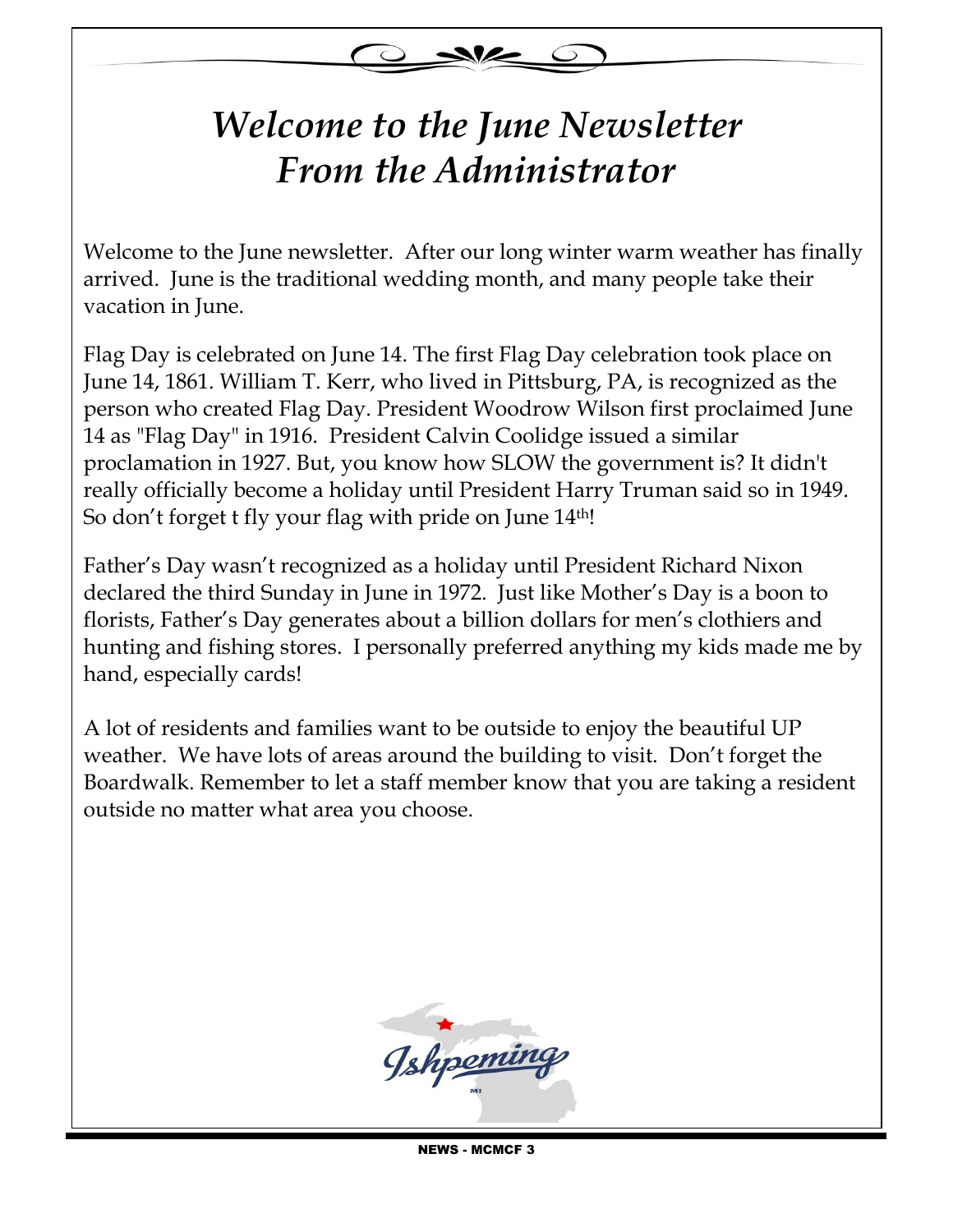# *Welcome to the June Newsletter From the Administrator*

Welcome to the June newsletter. After our long winter warm weather has finally arrived. June is the traditional wedding month, and many people take their vacation in June.

Flag Day is celebrated on June 14. The first Flag Day celebration took place on June 14, 1861. William T. Kerr, who lived in Pittsburg, PA, is recognized as the person who created Flag Day. President Woodrow Wilson first proclaimed June 14 as "Flag Day" in 1916. President Calvin Coolidge issued a similar proclamation in 1927. But, you know how SLOW the government is? It didn't really officially become a holiday until President Harry Truman said so in 1949. So don't forget t fly your flag with pride on June 14th!

Father's Day wasn't recognized as a holiday until President Richard Nixon declared the third Sunday in June in 1972. Just like Mother's Day is a boon to florists, Father's Day generates about a billion dollars for men's clothiers and hunting and fishing stores. I personally preferred anything my kids made me by hand, especially cards!

A lot of residents and families want to be outside to enjoy the beautiful UP weather. We have lots of areas around the building to visit. Don't forget the Boardwalk. Remember to let a staff member know that you are taking a resident outside no matter what area you choose.

Ishpeming MI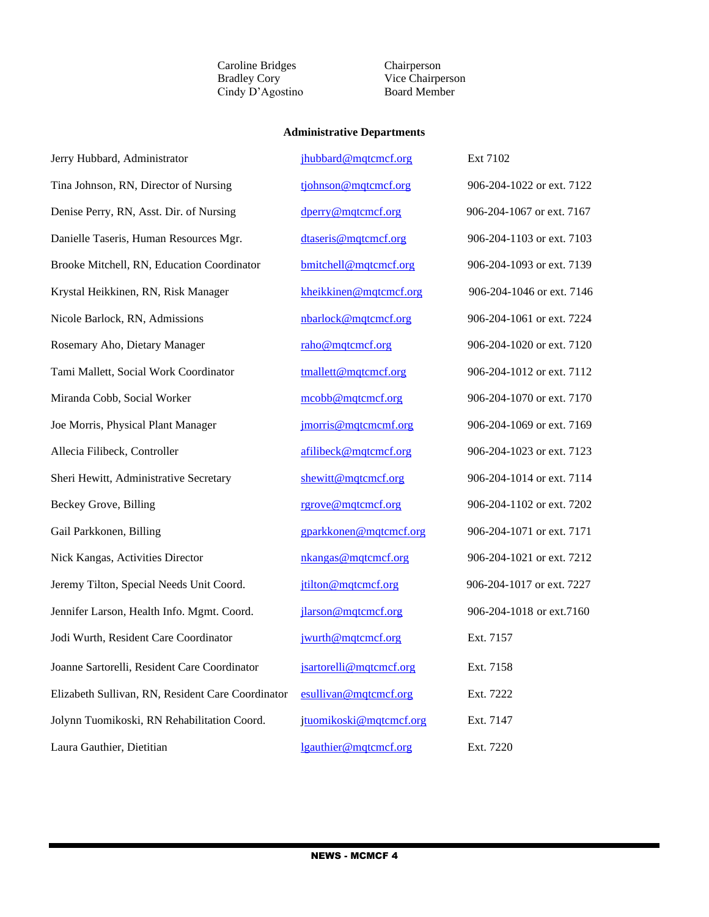| | |
|---|---|
| Caroline Bridges | Chairperson |
| Bradley Cory | Vice Chairperson |
| Cindy D'Agostino | Board Member |

### Administrative Departments

| | | |
|---|---|---|
| Jerry Hubbard, Administrator | jhubbard@mqtcmcf.org | Ext 7102 |
| Tina Johnson, RN, Director of Nursing | tjohnson@mqtcmcf.org | 906-204-1022 or ext. 7122 |
| Denise Perry, RN, Asst. Dir. of Nursing | dperry@mqtcmcf.org | 906-204-1067 or ext. 7167 |
| Danielle Taseris, Human Resources Mgr. | dtaseris@mqtcmcf.org | 906-204-1103 or ext. 7103 |
| Brooke Mitchell, RN, Education Coordinator | bmitchell@mqtcmcf.org | 906-204-1093 or ext. 7139 |
| Krystal Heikkinen, RN, Risk Manager | kheikkinen@mqtcmcf.org | 906-204-1046 or ext. 7146 |
| Nicole Barlock, RN, Admissions | nbarlock@mqtcmcf.org | 906-204-1061 or ext. 7224 |
| Rosemary Aho, Dietary Manager | raho@mqtcmcf.org | 906-204-1020 or ext. 7120 |
| Tami Mallett, Social Work Coordinator | tmallett@mqtcmcf.org | 906-204-1012 or ext. 7112 |
| Miranda Cobb, Social Worker | mcobb@mqtcmcf.org | 906-204-1070 or ext. 7170 |
| Joe Morris, Physical Plant Manager | jmorris@mqtcmcmf.org | 906-204-1069 or ext. 7169 |
| Allecia Filibeck, Controller | afilibeck@mqtcmcf.org | 906-204-1023 or ext. 7123 |
| Sheri Hewitt, Administrative Secretary | shewitt@mqtcmcf.org | 906-204-1014 or ext. 7114 |
| Beckey Grove, Billing | rgrove@mqtcmcf.org | 906-204-1102 or ext. 7202 |
| Gail Parkkonen, Billing | gparkkonen@mqtcmcf.org | 906-204-1071 or ext. 7171 |
| Nick Kangas, Activities Director | nkangas@mqtcmcf.org | 906-204-1021 or ext. 7212 |
| Jeremy Tilton, Special Needs Unit Coord. | jtilton@mqtcmcf.org | 906-204-1017 or ext. 7227 |
| Jennifer Larson, Health Info. Mgmt. Coord. | jlarson@mqtcmcf.org | 906-204-1018 or ext.7160 |
| Jodi Wurth, Resident Care Coordinator | jwurth@mqtcmcf.org | Ext. 7157 |
| Joanne Sartorelli, Resident Care Coordinator | jsartorelli@mqtcmcf.org | Ext. 7158 |
| Elizabeth Sullivan, RN, Resident Care Coordinator | esullivan@mqtcmcf.org | Ext. 7222 |
| Jolynn Tuomikoski, RN Rehabilitation Coord. | jtuomikoski@mqtcmcf.org | Ext. 7147 |
| Laura Gauthier, Dietitian | lgauthier@mqtcmcf.org | Ext. 7220 |